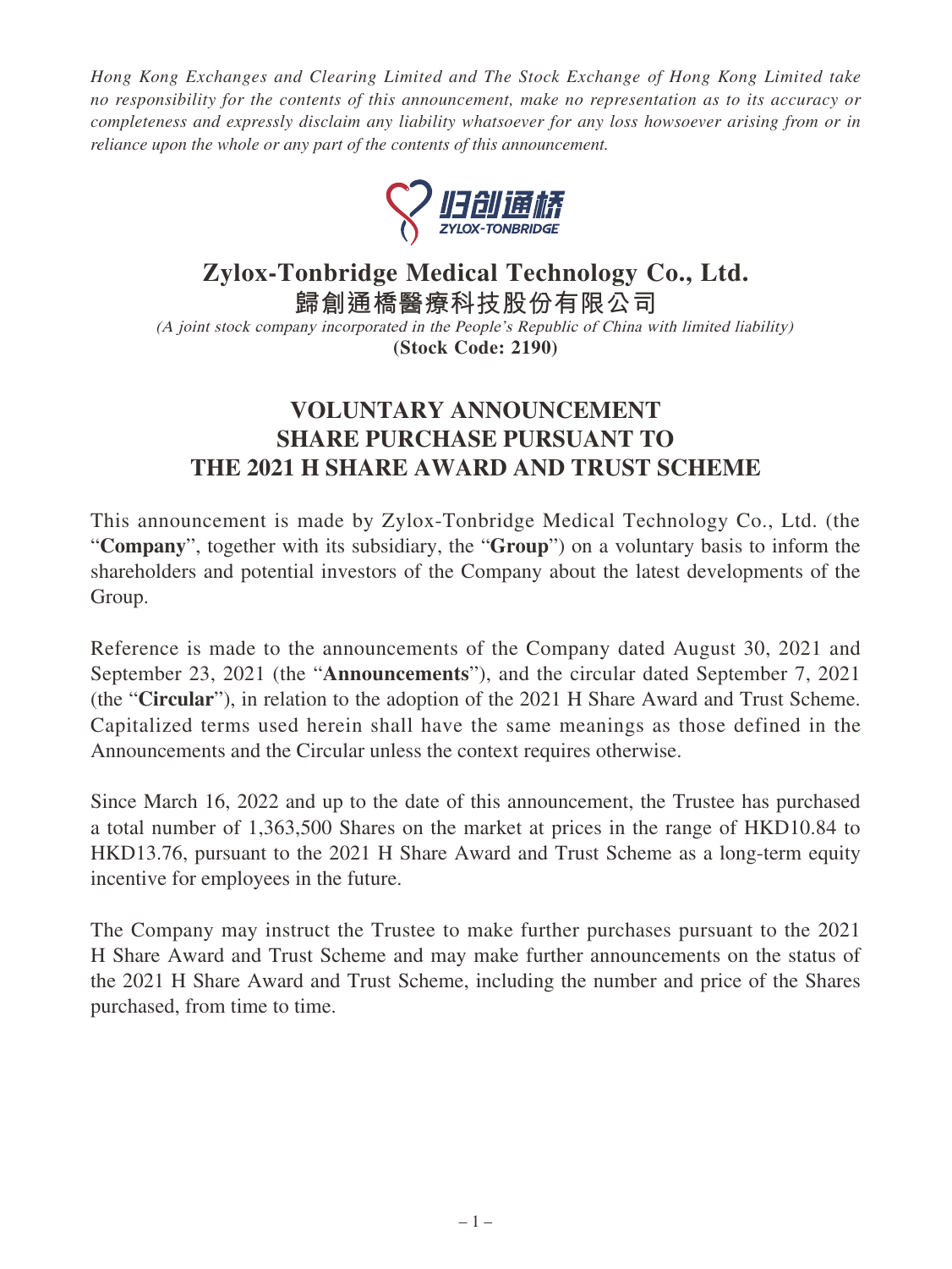*Hong Kong Exchanges and Clearing Limited and The Stock Exchange of Hong Kong Limited take no responsibility for the contents of this announcement, make no representation as to its accuracy or completeness and expressly disclaim any liability whatsoever for any loss howsoever arising from or in reliance upon the whole or any part of the contents of this announcement.*

# Zylox-Tonbridge Medical Technology Co., Ltd.
# 歸創通橋醫療科技股份有限公司

*(A joint stock company incorporated in the People's Republic of China with limited liability)*

**(Stock Code: 2190)**

## VOLUNTARY ANNOUNCEMENT
## SHARE PURCHASE PURSUANT TO THE 2021 H SHARE AWARD AND TRUST SCHEME

This announcement is made by Zylox-Tonbridge Medical Technology Co., Ltd. (the "**Company**", together with its subsidiary, the "**Group**") on a voluntary basis to inform the shareholders and potential investors of the Company about the latest developments of the Group.

Reference is made to the announcements of the Company dated August 30, 2021 and September 23, 2021 (the "**Announcements**"), and the circular dated September 7, 2021 (the "**Circular**"), in relation to the adoption of the 2021 H Share Award and Trust Scheme. Capitalized terms used herein shall have the same meanings as those defined in the Announcements and the Circular unless the context requires otherwise.

Since March 16, 2022 and up to the date of this announcement, the Trustee has purchased a total number of 1,363,500 Shares on the market at prices in the range of HKD10.84 to HKD13.76, pursuant to the 2021 H Share Award and Trust Scheme as a long-term equity incentive for employees in the future.

The Company may instruct the Trustee to make further purchases pursuant to the 2021 H Share Award and Trust Scheme and may make further announcements on the status of the 2021 H Share Award and Trust Scheme, including the number and price of the Shares purchased, from time to time.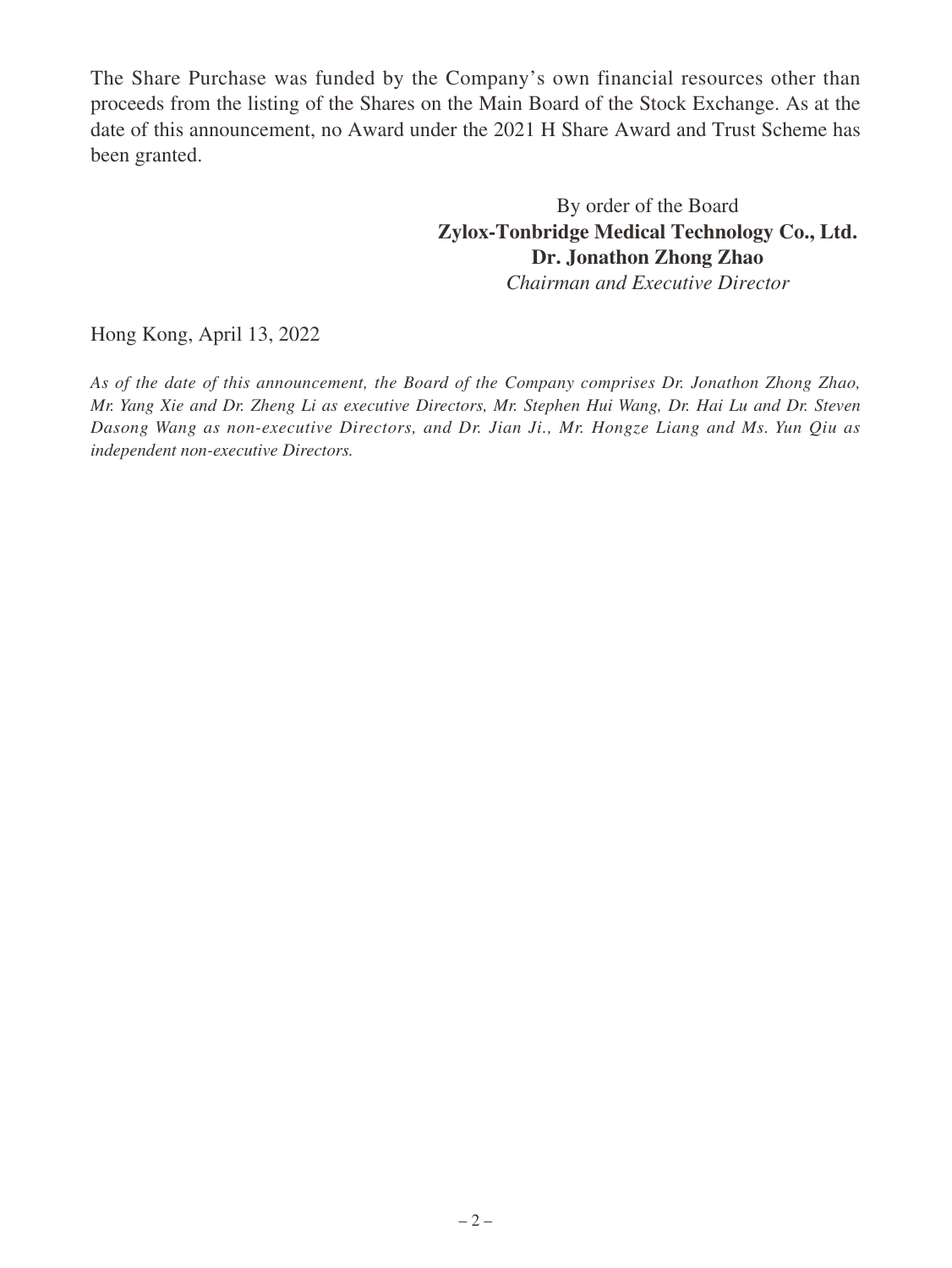The Share Purchase was funded by the Company's own financial resources other than proceeds from the listing of the Shares on the Main Board of the Stock Exchange. As at the date of this announcement, no Award under the 2021 H Share Award and Trust Scheme has been granted.

By order of the Board
**Zylox-Tonbridge Medical Technology Co., Ltd.**
**Dr. Jonathon Zhong Zhao**
*Chairman and Executive Director*

Hong Kong, April 13, 2022

*As of the date of this announcement, the Board of the Company comprises Dr. Jonathon Zhong Zhao, Mr. Yang Xie and Dr. Zheng Li as executive Directors, Mr. Stephen Hui Wang, Dr. Hai Lu and Dr. Steven Dasong Wang as non-executive Directors, and Dr. Jian Ji., Mr. Hongze Liang and Ms. Yun Qiu as independent non-executive Directors.*